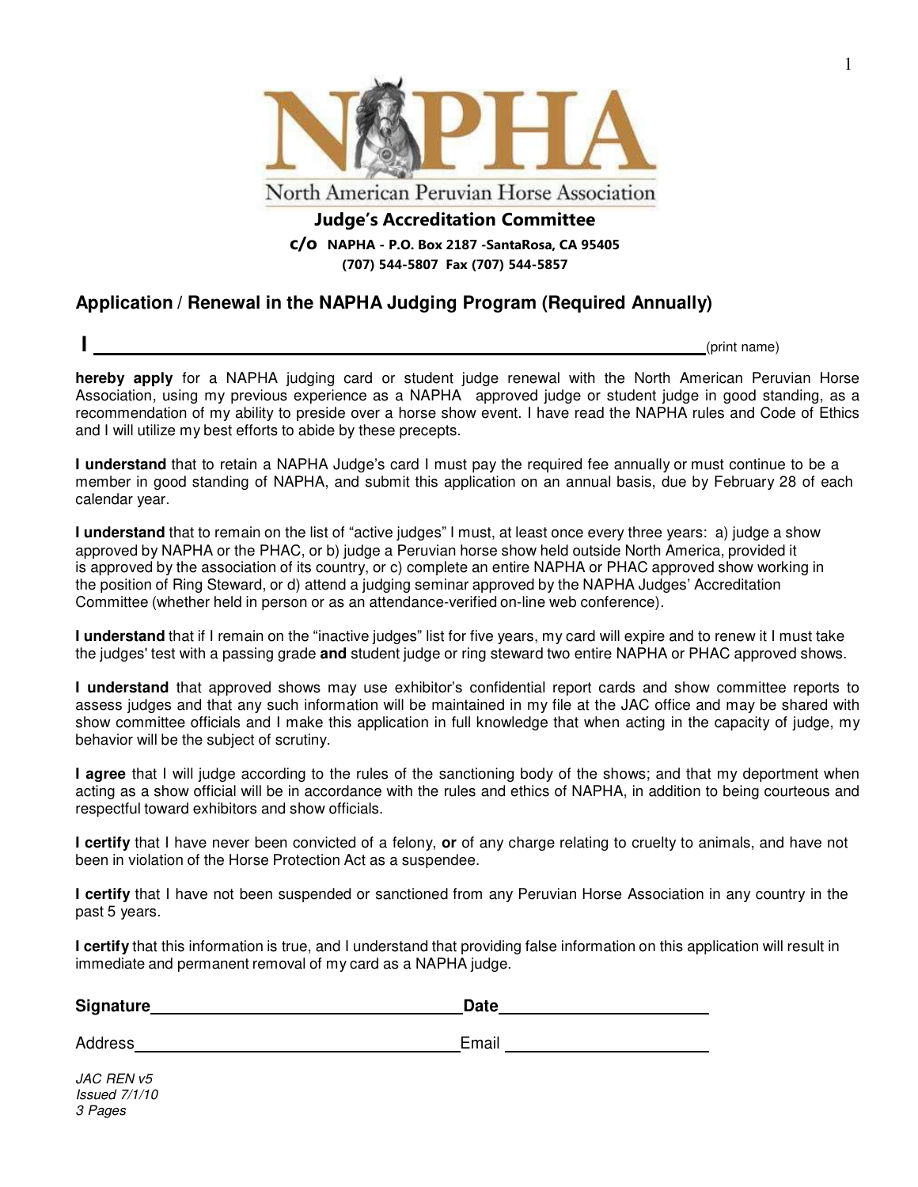# NAPHA

North American Peruvian Horse Association

**Judge's Accreditation Committee**

**c/o NAPHA - P.O. Box 2187 -SantaRosa, CA 95405**

**(707) 544-5807 Fax (707) 544-5857**

## Application / Renewal in the NAPHA Judging Program (Required Annually)

**I** ______________________________________________ (print name)

**hereby apply** for a NAPHA judging card or student judge renewal with the North American Peruvian Horse Association, using my previous experience as a NAPHA approved judge or student judge in good standing, as a recommendation of my ability to preside over a horse show event. I have read the NAPHA rules and Code of Ethics and I will utilize my best efforts to abide by these precepts.

**I understand** that to retain a NAPHA Judge's card I must pay the required fee annually or must continue to be a member in good standing of NAPHA, and submit this application on an annual basis, due by February 28 of each calendar year.

**I understand** that to remain on the list of "active judges" I must, at least once every three years: a) judge a show approved by NAPHA or the PHAC, or b) judge a Peruvian horse show held outside North America, provided it is approved by the association of its country, or c) complete an entire NAPHA or PHAC approved show working in the position of Ring Steward, or d) attend a judging seminar approved by the NAPHA Judges' Accreditation Committee (whether held in person or as an attendance-verified on-line web conference).

**I understand** that if I remain on the "inactive judges" list for five years, my card will expire and to renew it I must take the judges' test with a passing grade **and** student judge or ring steward two entire NAPHA or PHAC approved shows.

**I understand** that approved shows may use exhibitor's confidential report cards and show committee reports to assess judges and that any such information will be maintained in my file at the JAC office and may be shared with show committee officials and I make this application in full knowledge that when acting in the capacity of judge, my behavior will be the subject of scrutiny.

**I agree** that I will judge according to the rules of the sanctioning body of the shows; and that my deportment when acting as a show official will be in accordance with the rules and ethics of NAPHA, in addition to being courteous and respectful toward exhibitors and show officials.

**I certify** that I have never been convicted of a felony, **or** of any charge relating to cruelty to animals, and have not been in violation of the Horse Protection Act as a suspendee.

**I certify** that I have not been suspended or sanctioned from any Peruvian Horse Association in any country in the past 5 years.

**I certify** that this information is true, and I understand that providing false information on this application will result in immediate and permanent removal of my card as a NAPHA judge.

**Signature** ______________________________ **Date** ______________________

Address ______________________________ Email ______________________

*JAC REN v5*
*Issued 7/1/10*
*3 Pages*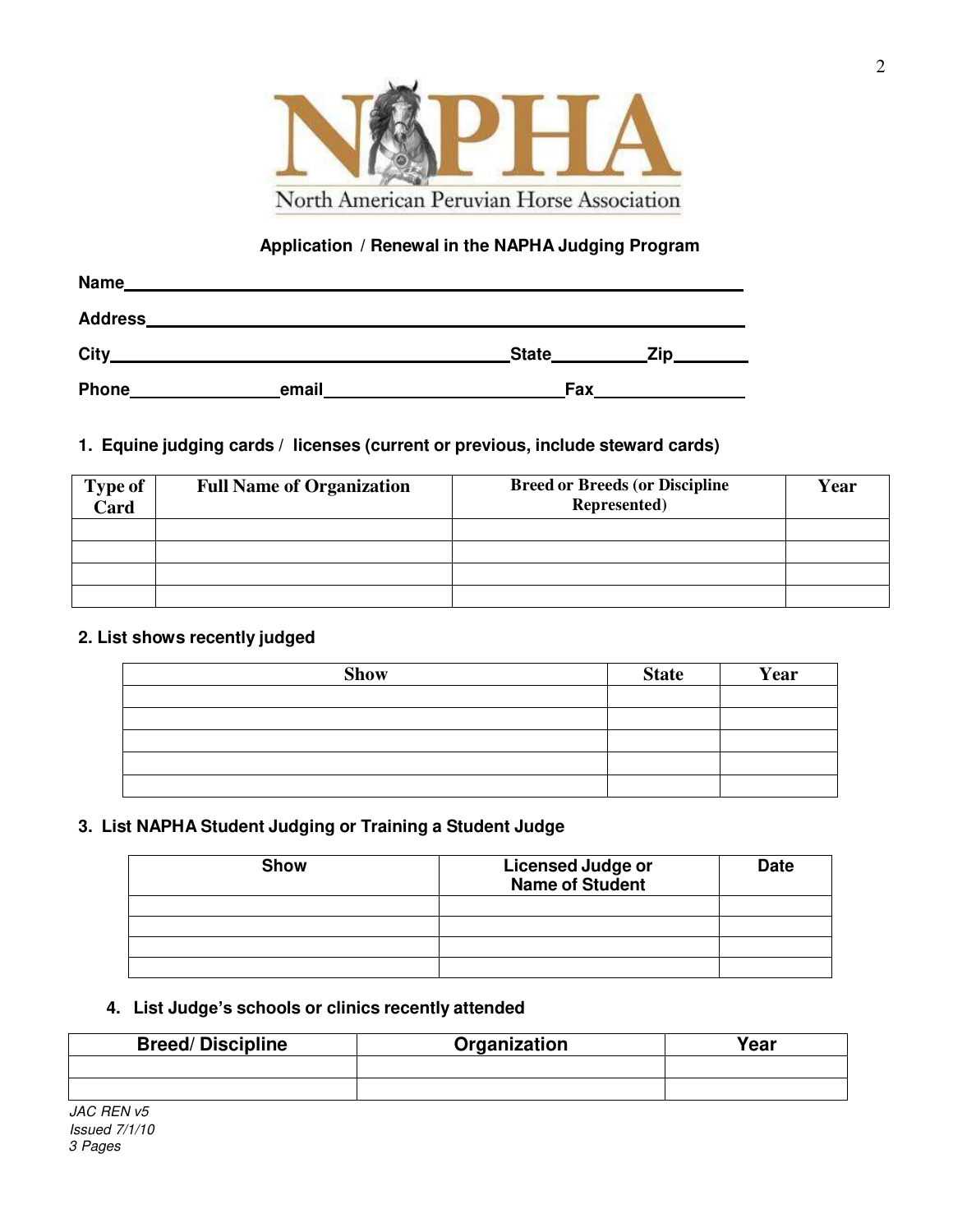# NAPHA

North American Peruvian Horse Association

## Application / Renewal in the NAPHA Judging Program

Name_______________________________________________

Address_____________________________________________

City_______________________________ State__________ Zip________

Phone_______________ email_________________________ Fax_______________

### 1. Equine judging cards / licenses (current or previous, include steward cards)

| Type of Card | Full Name of Organization | Breed or Breeds (or Discipline Represented) | Year |
|---|---|---|---|
| | | | |
| | | | |
| | | | |
| | | | |

### 2. List shows recently judged

| Show | State | Year |
|---|---|---|
| | | |
| | | |
| | | |
| | | |
| | | |

### 3. List NAPHA Student Judging or Training a Student Judge

| Show | Licensed Judge or Name of Student | Date |
|---|---|---|
| | | |
| | | |
| | | |
| | | |

### 4. List Judge's schools or clinics recently attended

| Breed/ Discipline | Organization | Year |
|---|---|---|
| | | |
| | | |

*JAC REN v5*
*Issued 7/1/10*
*3 Pages*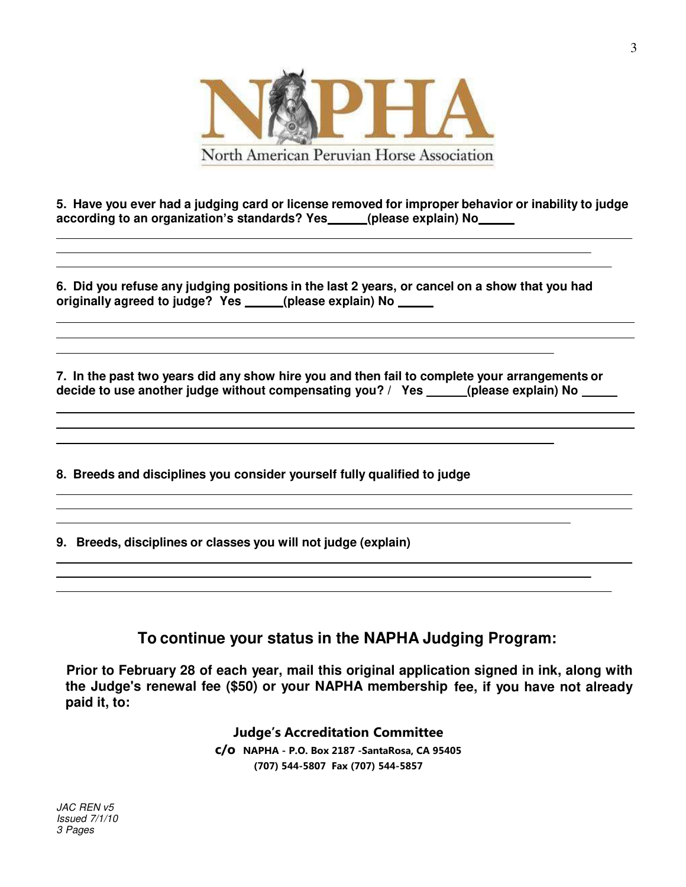North American Peruvian Horse Association

**5. Have you ever had a judging card or license removed for improper behavior or inability to judge according to an organization's standards? Yes______(please explain) No______**

**6. Did you refuse any judging positions in the last 2 years, or cancel on a show that you had originally agreed to judge? Yes ______(please explain) No ______**

**7. In the past two years did any show hire you and then fail to complete your arrangements or decide to use another judge without compensating you? / Yes ______(please explain) No ______**

**8. Breeds and disciplines you consider yourself fully qualified to judge**

**9. Breeds, disciplines or classes you will not judge (explain)**

## To continue your status in the NAPHA Judging Program:

**Prior to February 28 of each year, mail this original application signed in ink, along with the Judge's renewal fee ($50) or your NAPHA membership fee, if you have not already paid it, to:**

**Judge's Accreditation Committee**
**c/o NAPHA - P.O. Box 2187 -SantaRosa, CA 95405**
**(707) 544-5807 Fax (707) 544-5857**

*JAC REN v5*
*Issued 7/1/10*
*3 Pages*